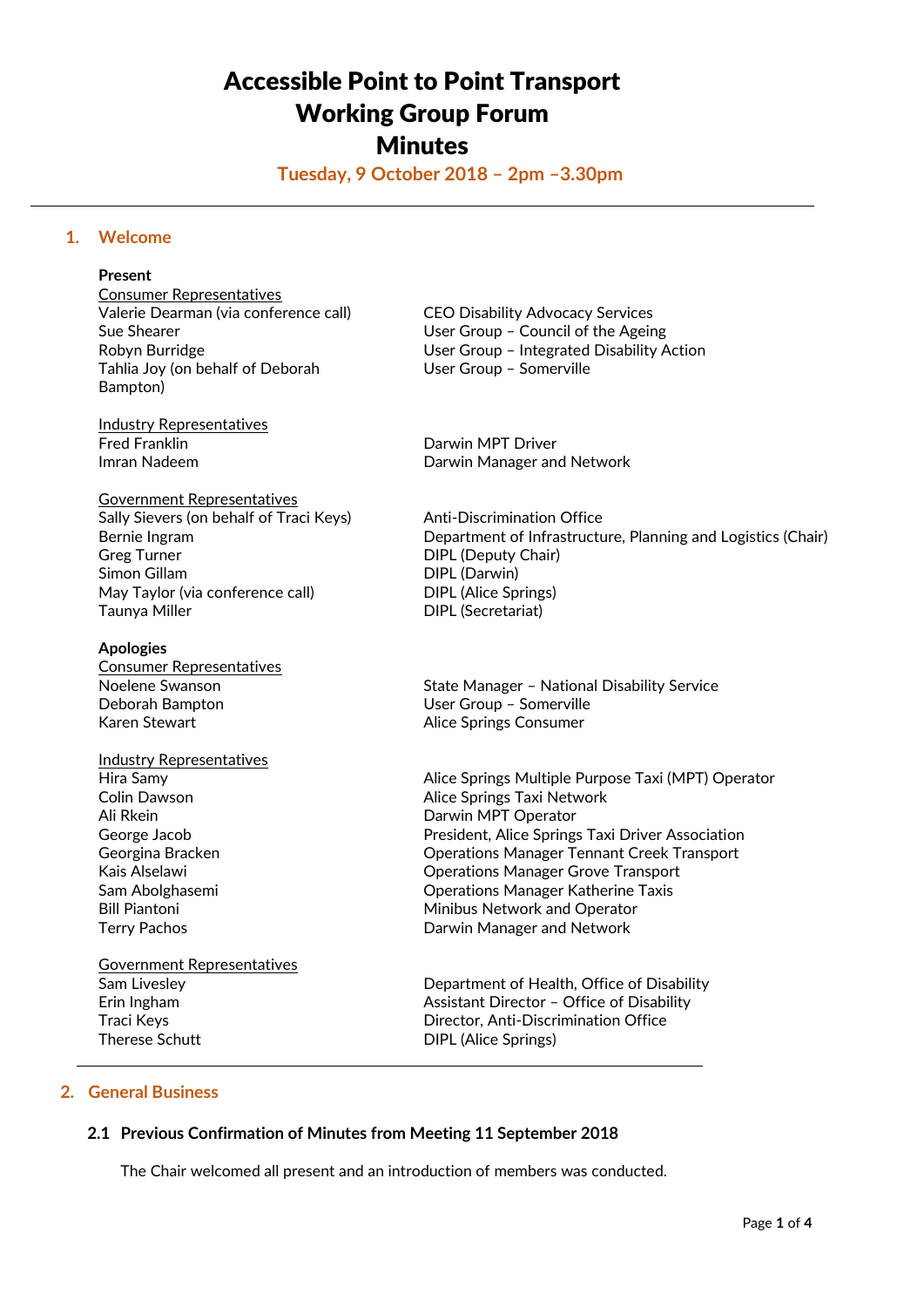# Accessible Point to Point Transport Working Group Forum Minutes

**Tuesday, 9 October 2018 – 2pm –3.30pm**

## 1. Welcome

**Present**

| Consumer Representatives | |
|---|---|
| Valerie Dearman (via conference call) | CEO Disability Advocacy Services |
| Sue Shearer | User Group – Council of the Ageing |
| Robyn Burridge | User Group – Integrated Disability Action |
| Tahlia Joy (on behalf of Deborah Bampton) | User Group – Somerville |

| Industry Representatives | |
|---|---|
| Fred Franklin | Darwin MPT Driver |
| Imran Nadeem | Darwin Manager and Network |

| Government Representatives | |
|---|---|
| Sally Sievers (on behalf of Traci Keys) | Anti-Discrimination Office |
| Bernie Ingram | Department of Infrastructure, Planning and Logistics (Chair) |
| Greg Turner | DIPL (Deputy Chair) |
| Simon Gillam | DIPL (Darwin) |
| May Taylor (via conference call) | DIPL (Alice Springs) |
| Taunya Miller | DIPL (Secretariat) |

**Apologies**

| Consumer Representatives | |
|---|---|
| Noelene Swanson | State Manager – National Disability Service |
| Deborah Bampton | User Group – Somerville |
| Karen Stewart | Alice Springs Consumer |

| Industry Representatives | |
|---|---|
| Hira Samy | Alice Springs Multiple Purpose Taxi (MPT) Operator |
| Colin Dawson | Alice Springs Taxi Network |
| Ali Rkein | Darwin MPT Operator |
| George Jacob | President, Alice Springs Taxi Driver Association |
| Georgina Bracken | Operations Manager Tennant Creek Transport |
| Kais Alselawi | Operations Manager Grove Transport |
| Sam Abolghasemi | Operations Manager Katherine Taxis |
| Bill Piantoni | Minibus Network and Operator |
| Terry Pachos | Darwin Manager and Network |

| Government Representatives | |
|---|---|
| Sam Livesley | Department of Health, Office of Disability |
| Erin Ingham | Assistant Director – Office of Disability |
| Traci Keys | Director, Anti-Discrimination Office |
| Therese Schutt | DIPL (Alice Springs) |

## 2. General Business

### 2.1 Previous Confirmation of Minutes from Meeting 11 September 2018

The Chair welcomed all present and an introduction of members was conducted.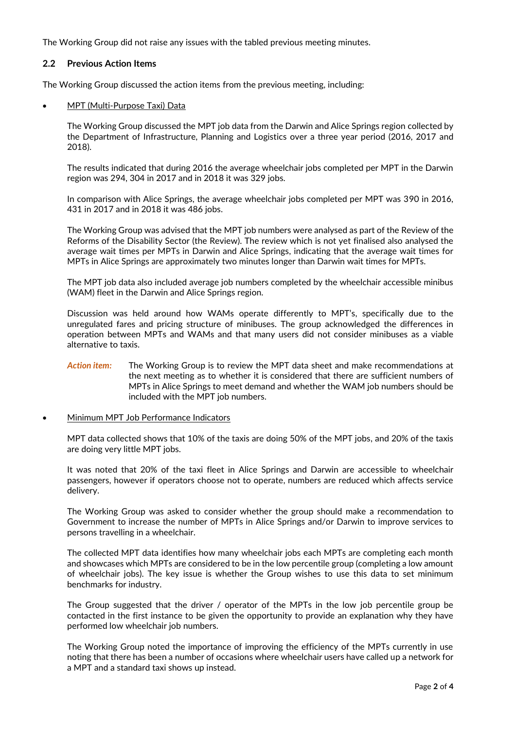The Working Group did not raise any issues with the tabled previous meeting minutes.

### 2.2 Previous Action Items

The Working Group discussed the action items from the previous meeting, including:

- MPT (Multi-Purpose Taxi) Data

  The Working Group discussed the MPT job data from the Darwin and Alice Springs region collected by the Department of Infrastructure, Planning and Logistics over a three year period (2016, 2017 and 2018).

  The results indicated that during 2016 the average wheelchair jobs completed per MPT in the Darwin region was 294, 304 in 2017 and in 2018 it was 329 jobs.

  In comparison with Alice Springs, the average wheelchair jobs completed per MPT was 390 in 2016, 431 in 2017 and in 2018 it was 486 jobs.

  The Working Group was advised that the MPT job numbers were analysed as part of the Review of the Reforms of the Disability Sector (the Review). The review which is not yet finalised also analysed the average wait times per MPTs in Darwin and Alice Springs, indicating that the average wait times for MPTs in Alice Springs are approximately two minutes longer than Darwin wait times for MPTs.

  The MPT job data also included average job numbers completed by the wheelchair accessible minibus (WAM) fleet in the Darwin and Alice Springs region.

  Discussion was held around how WAMs operate differently to MPT's, specifically due to the unregulated fares and pricing structure of minibuses. The group acknowledged the differences in operation between MPTs and WAMs and that many users did not consider minibuses as a viable alternative to taxis.

  ***Action item:*** The Working Group is to review the MPT data sheet and make recommendations at the next meeting as to whether it is considered that there are sufficient numbers of MPTs in Alice Springs to meet demand and whether the WAM job numbers should be included with the MPT job numbers.

- Minimum MPT Job Performance Indicators

  MPT data collected shows that 10% of the taxis are doing 50% of the MPT jobs, and 20% of the taxis are doing very little MPT jobs.

  It was noted that 20% of the taxi fleet in Alice Springs and Darwin are accessible to wheelchair passengers, however if operators choose not to operate, numbers are reduced which affects service delivery.

  The Working Group was asked to consider whether the group should make a recommendation to Government to increase the number of MPTs in Alice Springs and/or Darwin to improve services to persons travelling in a wheelchair.

  The collected MPT data identifies how many wheelchair jobs each MPTs are completing each month and showcases which MPTs are considered to be in the low percentile group (completing a low amount of wheelchair jobs). The key issue is whether the Group wishes to use this data to set minimum benchmarks for industry.

  The Group suggested that the driver / operator of the MPTs in the low job percentile group be contacted in the first instance to be given the opportunity to provide an explanation why they have performed low wheelchair job numbers.

  The Working Group noted the importance of improving the efficiency of the MPTs currently in use noting that there has been a number of occasions where wheelchair users have called up a network for a MPT and a standard taxi shows up instead.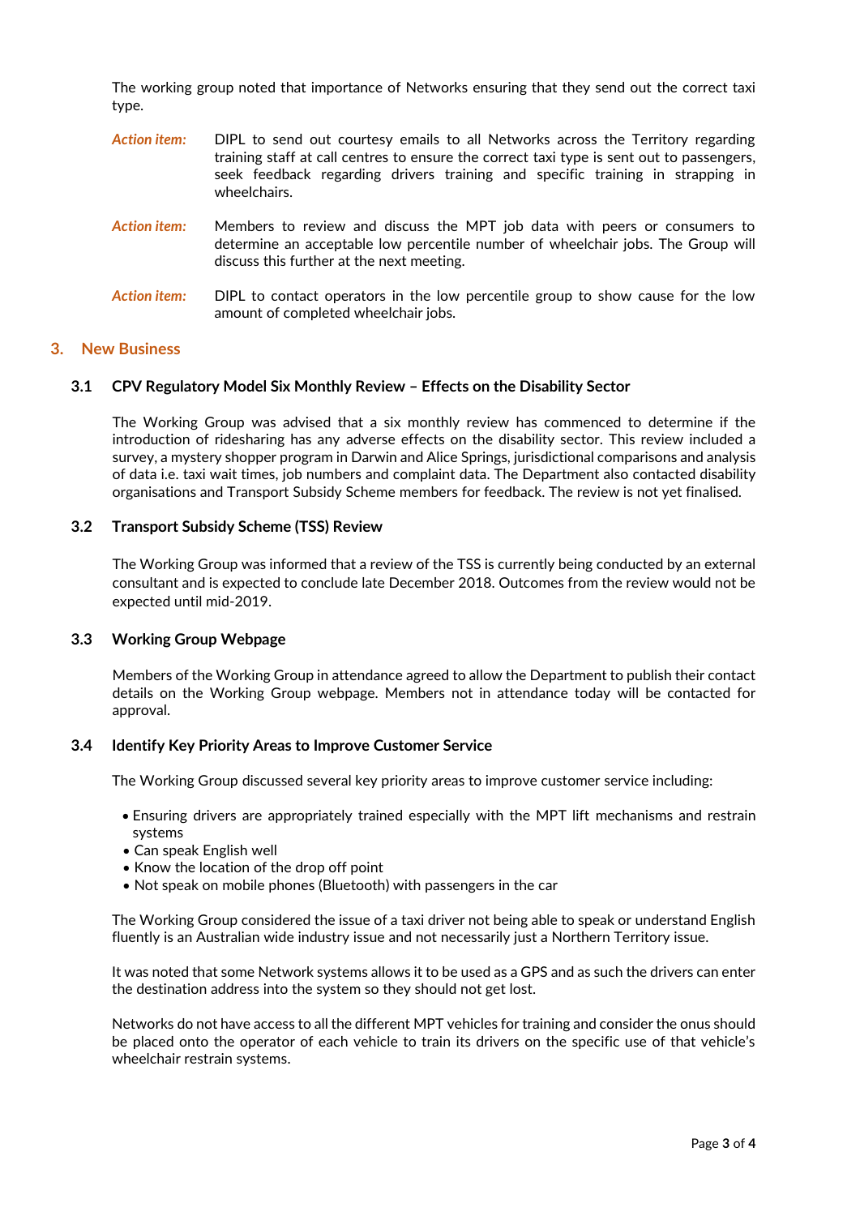The working group noted that importance of Networks ensuring that they send out the correct taxi type.

*Action item:* DIPL to send out courtesy emails to all Networks across the Territory regarding training staff at call centres to ensure the correct taxi type is sent out to passengers, seek feedback regarding drivers training and specific training in strapping in wheelchairs.

*Action item:* Members to review and discuss the MPT job data with peers or consumers to determine an acceptable low percentile number of wheelchair jobs. The Group will discuss this further at the next meeting.

*Action item:* DIPL to contact operators in the low percentile group to show cause for the low amount of completed wheelchair jobs.

## 3. New Business

### 3.1 CPV Regulatory Model Six Monthly Review – Effects on the Disability Sector

The Working Group was advised that a six monthly review has commenced to determine if the introduction of ridesharing has any adverse effects on the disability sector. This review included a survey, a mystery shopper program in Darwin and Alice Springs, jurisdictional comparisons and analysis of data i.e. taxi wait times, job numbers and complaint data. The Department also contacted disability organisations and Transport Subsidy Scheme members for feedback. The review is not yet finalised.

### 3.2 Transport Subsidy Scheme (TSS) Review

The Working Group was informed that a review of the TSS is currently being conducted by an external consultant and is expected to conclude late December 2018. Outcomes from the review would not be expected until mid-2019.

### 3.3 Working Group Webpage

Members of the Working Group in attendance agreed to allow the Department to publish their contact details on the Working Group webpage. Members not in attendance today will be contacted for approval.

### 3.4 Identify Key Priority Areas to Improve Customer Service

The Working Group discussed several key priority areas to improve customer service including:

- Ensuring drivers are appropriately trained especially with the MPT lift mechanisms and restrain systems
- Can speak English well
- Know the location of the drop off point
- Not speak on mobile phones (Bluetooth) with passengers in the car

The Working Group considered the issue of a taxi driver not being able to speak or understand English fluently is an Australian wide industry issue and not necessarily just a Northern Territory issue.

It was noted that some Network systems allows it to be used as a GPS and as such the drivers can enter the destination address into the system so they should not get lost.

Networks do not have access to all the different MPT vehicles for training and consider the onus should be placed onto the operator of each vehicle to train its drivers on the specific use of that vehicle's wheelchair restrain systems.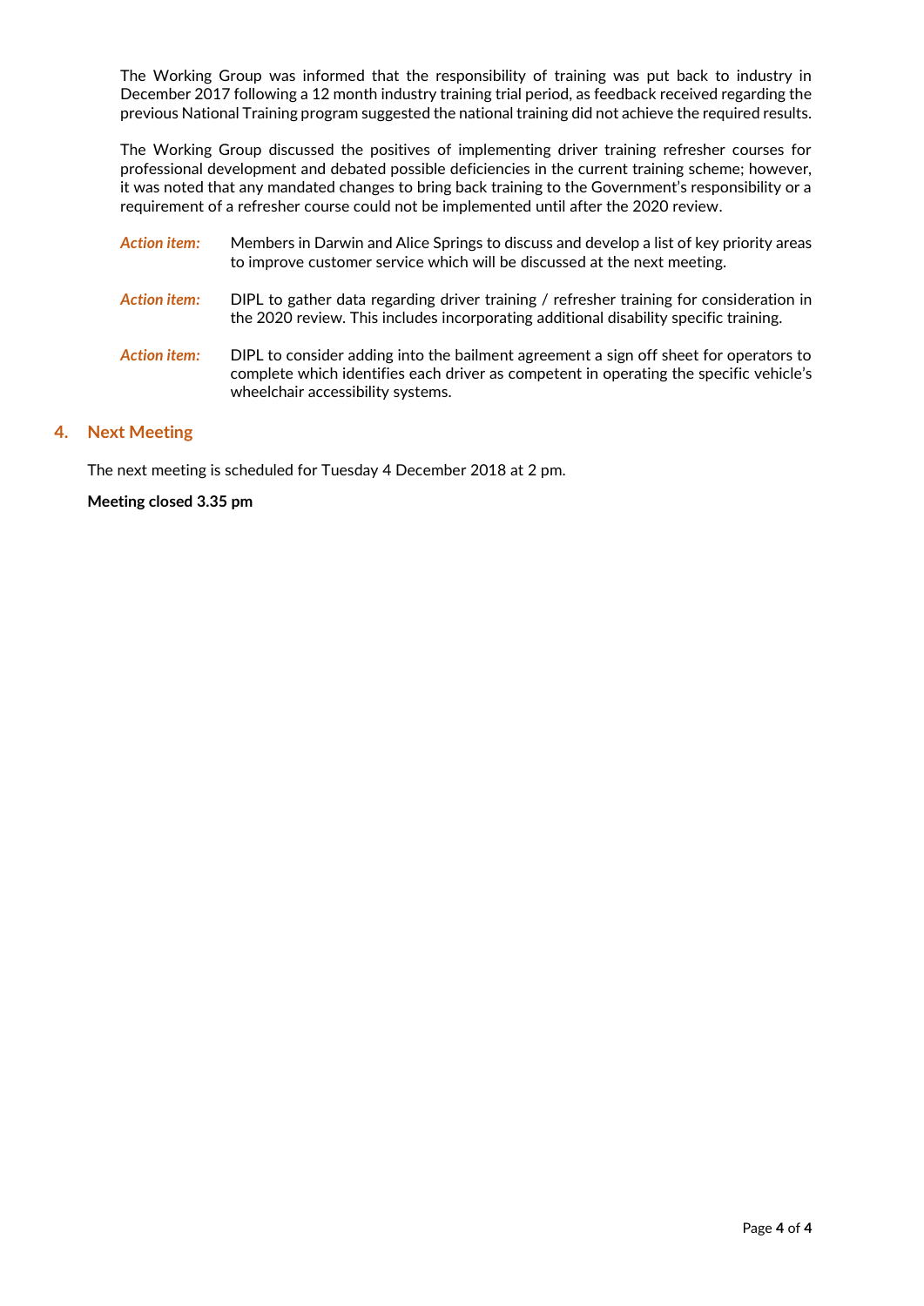The Working Group was informed that the responsibility of training was put back to industry in December 2017 following a 12 month industry training trial period, as feedback received regarding the previous National Training program suggested the national training did not achieve the required results.

The Working Group discussed the positives of implementing driver training refresher courses for professional development and debated possible deficiencies in the current training scheme; however, it was noted that any mandated changes to bring back training to the Government's responsibility or a requirement of a refresher course could not be implemented until after the 2020 review.

*Action item:* Members in Darwin and Alice Springs to discuss and develop a list of key priority areas to improve customer service which will be discussed at the next meeting.

*Action item:* DIPL to gather data regarding driver training / refresher training for consideration in the 2020 review. This includes incorporating additional disability specific training.

*Action item:* DIPL to consider adding into the bailment agreement a sign off sheet for operators to complete which identifies each driver as competent in operating the specific vehicle's wheelchair accessibility systems.

## 4. Next Meeting

The next meeting is scheduled for Tuesday 4 December 2018 at 2 pm.

**Meeting closed 3.35 pm**